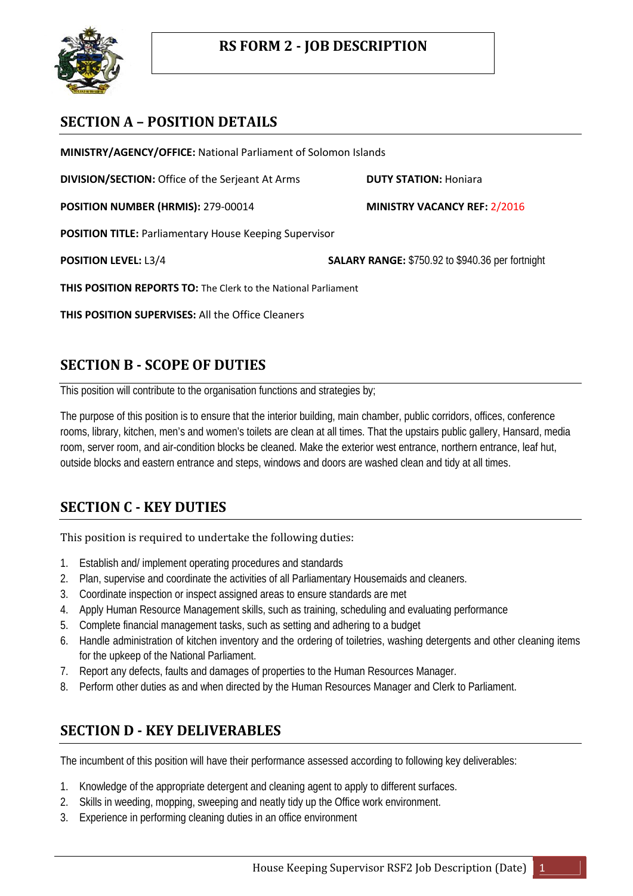# RS FORM 2 - JOB DESCRIPTION

## SECTION A – POSITION DETAILS

**MINISTRY/AGENCY/OFFICE:** National Parliament of Solomon Islands

**DIVISION/SECTION:** Office of the Serjeant At Arms

**DUTY STATION:** Honiara

**POSITION NUMBER (HRMIS):** 279-00014

**MINISTRY VACANCY REF:** 2/2016

**POSITION TITLE:** Parliamentary House Keeping Supervisor

**POSITION LEVEL:** L3/4

**SALARY RANGE:** $750.92 to $940.36 per fortnight

**THIS POSITION REPORTS TO:** The Clerk to the National Parliament

**THIS POSITION SUPERVISES:** All the Office Cleaners

## SECTION B - SCOPE OF DUTIES

This position will contribute to the organisation functions and strategies by;

The purpose of this position is to ensure that the interior building, main chamber, public corridors, offices, conference rooms, library, kitchen, men's and women's toilets are clean at all times. That the upstairs public gallery, Hansard, media room, server room, and air-condition blocks be cleaned. Make the exterior west entrance, northern entrance, leaf hut, outside blocks and eastern entrance and steps, windows and doors are washed clean and tidy at all times.

## SECTION C - KEY DUTIES

This position is required to undertake the following duties:

1. Establish and/ implement operating procedures and standards
2. Plan, supervise and coordinate the activities of all Parliamentary Housemaids and cleaners.
3. Coordinate inspection or inspect assigned areas to ensure standards are met
4. Apply Human Resource Management skills, such as training, scheduling and evaluating performance
5. Complete financial management tasks, such as setting and adhering to a budget
6. Handle administration of kitchen inventory and the ordering of toiletries, washing detergents and other cleaning items for the upkeep of the National Parliament.
7. Report any defects, faults and damages of properties to the Human Resources Manager.
8. Perform other duties as and when directed by the Human Resources Manager and Clerk to Parliament.

## SECTION D - KEY DELIVERABLES

The incumbent of this position will have their performance assessed according to following key deliverables:

1. Knowledge of the appropriate detergent and cleaning agent to apply to different surfaces.
2. Skills in weeding, mopping, sweeping and neatly tidy up the Office work environment.
3. Experience in performing cleaning duties in an office environment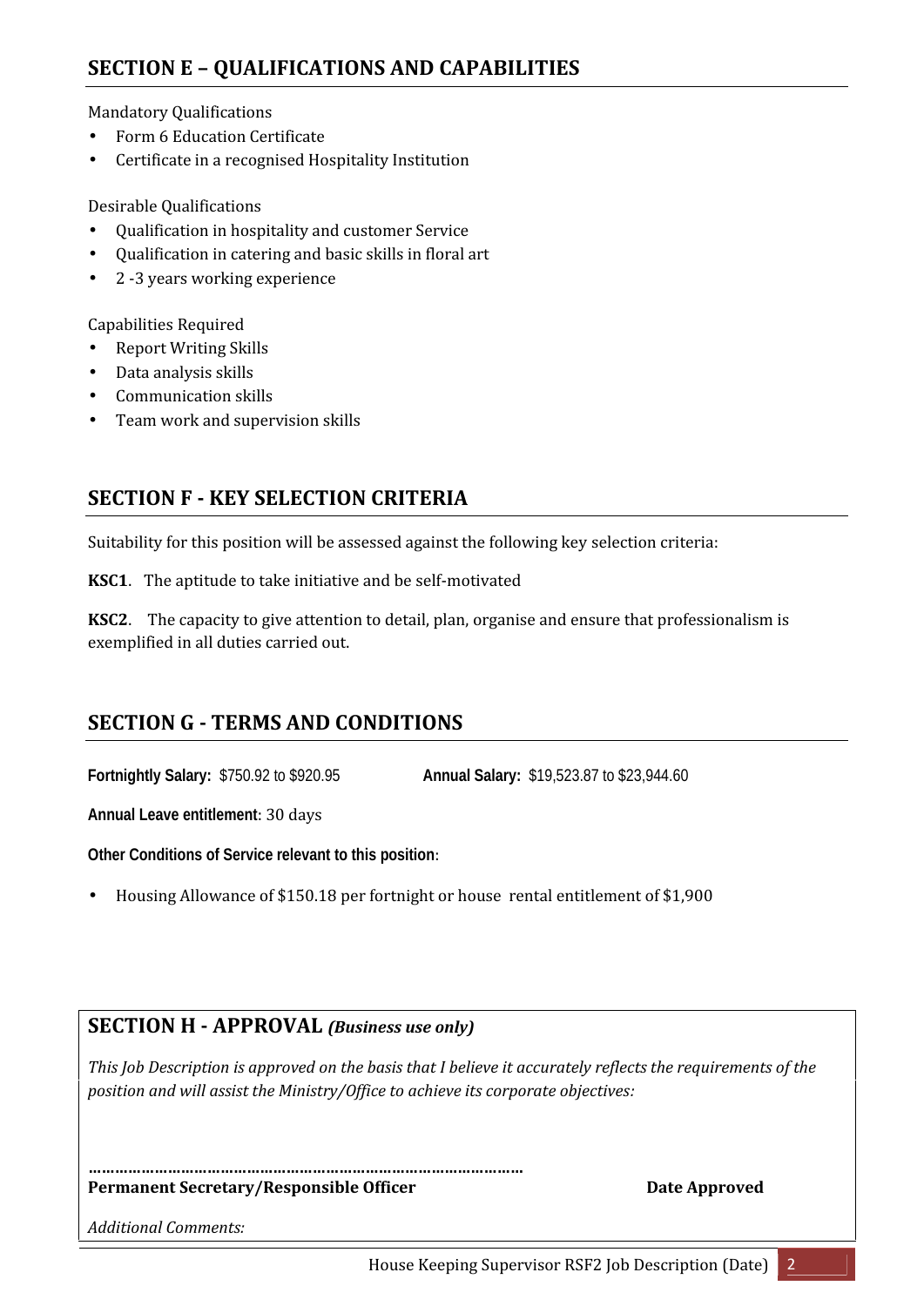## SECTION E – QUALIFICATIONS AND CAPABILITIES

Mandatory Qualifications

- Form 6 Education Certificate
- Certificate in a recognised Hospitality Institution

Desirable Qualifications

- Qualification in hospitality and customer Service
- Qualification in catering and basic skills in floral art
- 2 -3 years working experience

Capabilities Required

- Report Writing Skills
- Data analysis skills
- Communication skills
- Team work and supervision skills

## SECTION F - KEY SELECTION CRITERIA

Suitability for this position will be assessed against the following key selection criteria:

**KSC1**. The aptitude to take initiative and be self-motivated

**KSC2**. The capacity to give attention to detail, plan, organise and ensure that professionalism is exemplified in all duties carried out.

## SECTION G - TERMS AND CONDITIONS

**Fortnightly Salary:** $750.92 to $920.95 **Annual Salary:** $19,523.87 to $23,944.60

**Annual Leave entitlement**: 30 days

**Other Conditions of Service relevant to this position**:

- Housing Allowance of $150.18 per fortnight or house rental entitlement of $1,900

## SECTION H - APPROVAL *(Business use only)*

*This Job Description is approved on the basis that I believe it accurately reflects the requirements of the position and will assist the Ministry/Office to achieve its corporate objectives:*

……………………………………………………………………………………

**Permanent Secretary/Responsible Officer** **Date Approved**

*Additional Comments:*